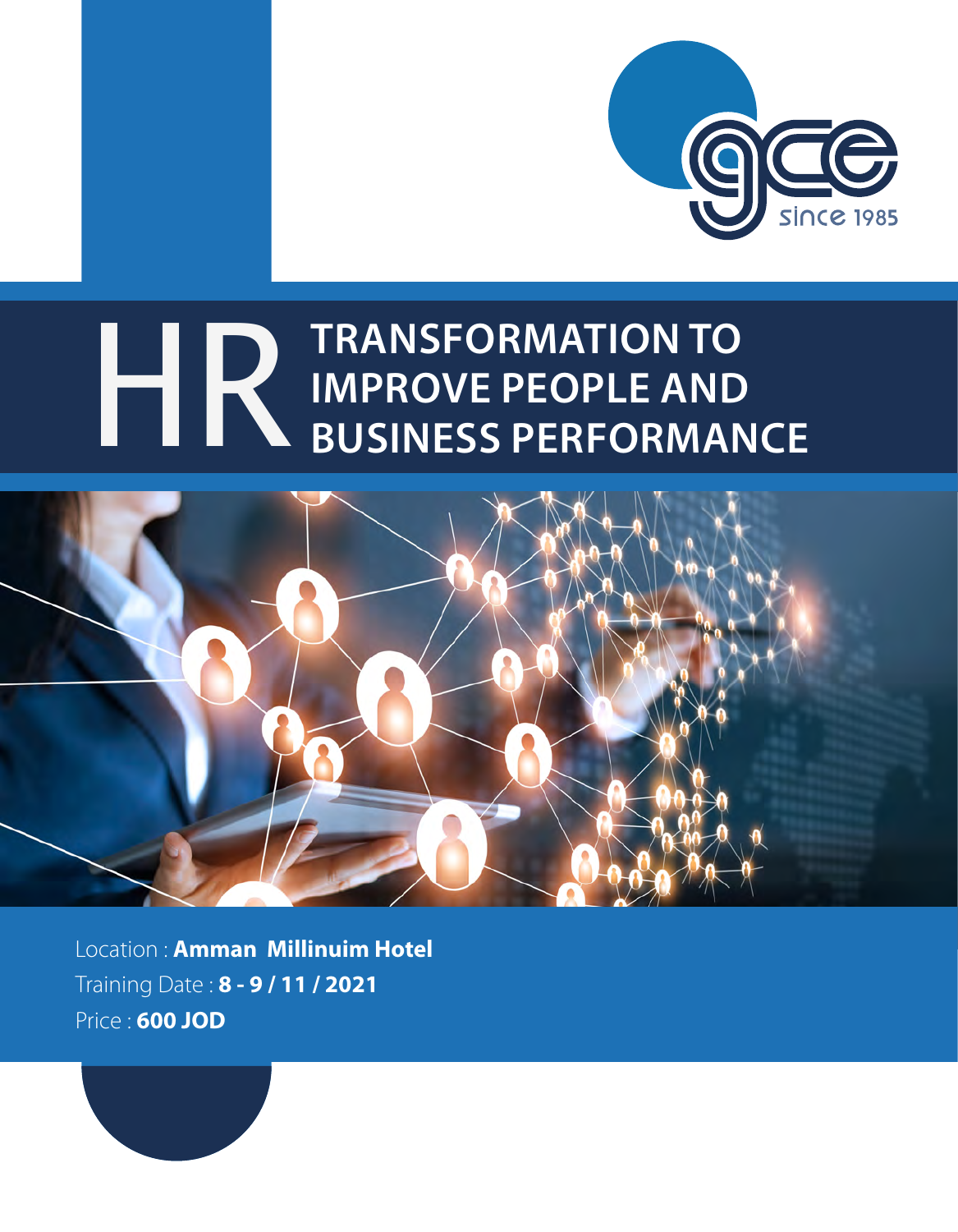gce since 1985

# HR TRANSFORMATION TO IMPROVE PEOPLE AND BUSINESS PERFORMANCE

Location : **Amman Millinuim Hotel**

Training Date : **8 - 9 / 11 / 2021**

Price : **600 JOD**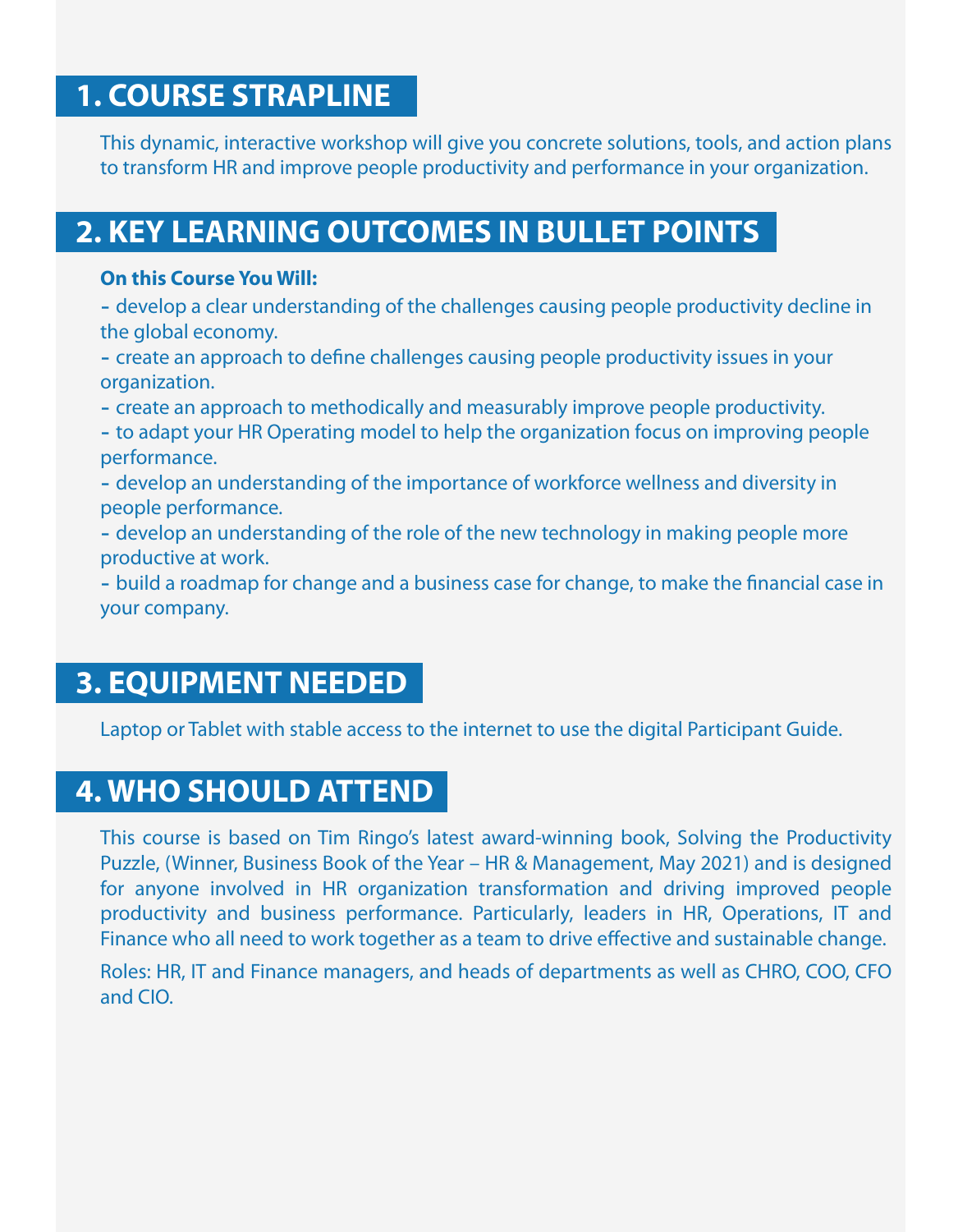## 1. COURSE STRAPLINE

This dynamic, interactive workshop will give you concrete solutions, tools, and action plans to transform HR and improve people productivity and performance in your organization.

## 2. KEY LEARNING OUTCOMES IN BULLET POINTS

**On this Course You Will:**

- develop a clear understanding of the challenges causing people productivity decline in the global economy.
- create an approach to define challenges causing people productivity issues in your organization.
- create an approach to methodically and measurably improve people productivity.
- to adapt your HR Operating model to help the organization focus on improving people performance.
- develop an understanding of the importance of workforce wellness and diversity in people performance.
- develop an understanding of the role of the new technology in making people more productive at work.
- build a roadmap for change and a business case for change, to make the financial case in your company.

## 3. EQUIPMENT NEEDED

Laptop or Tablet with stable access to the internet to use the digital Participant Guide.

## 4. WHO SHOULD ATTEND

This course is based on Tim Ringo's latest award-winning book, Solving the Productivity Puzzle, (Winner, Business Book of the Year – HR & Management, May 2021) and is designed for anyone involved in HR organization transformation and driving improved people productivity and business performance. Particularly, leaders in HR, Operations, IT and Finance who all need to work together as a team to drive effective and sustainable change.

Roles: HR, IT and Finance managers, and heads of departments as well as CHRO, COO, CFO and CIO.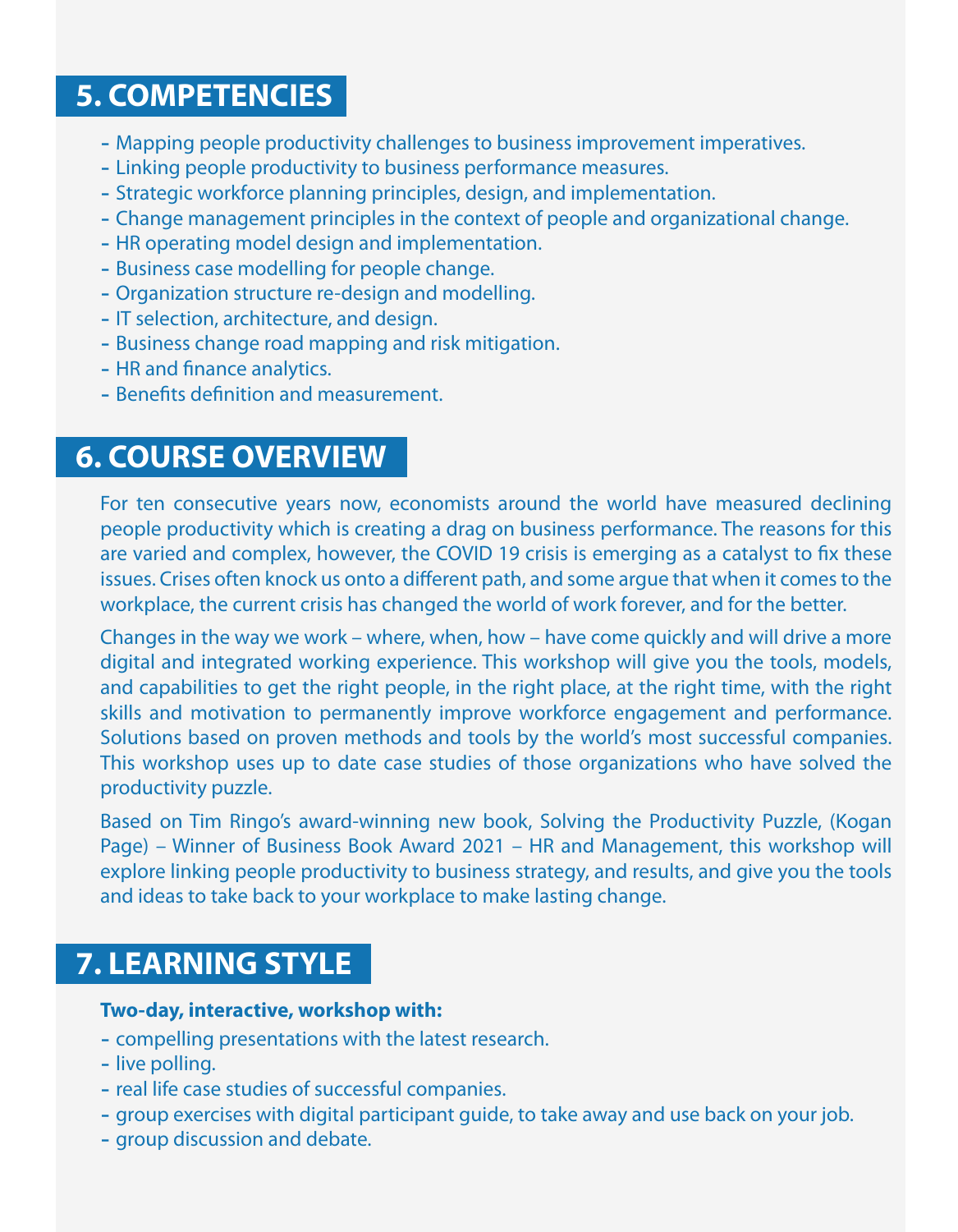## 5. COMPETENCIES

- Mapping people productivity challenges to business improvement imperatives.
- Linking people productivity to business performance measures.
- Strategic workforce planning principles, design, and implementation.
- Change management principles in the context of people and organizational change.
- HR operating model design and implementation.
- Business case modelling for people change.
- Organization structure re-design and modelling.
- IT selection, architecture, and design.
- Business change road mapping and risk mitigation.
- HR and finance analytics.
- Benefits definition and measurement.

## 6. COURSE OVERVIEW

For ten consecutive years now, economists around the world have measured declining people productivity which is creating a drag on business performance. The reasons for this are varied and complex, however, the COVID 19 crisis is emerging as a catalyst to fix these issues. Crises often knock us onto a different path, and some argue that when it comes to the workplace, the current crisis has changed the world of work forever, and for the better.

Changes in the way we work – where, when, how – have come quickly and will drive a more digital and integrated working experience. This workshop will give you the tools, models, and capabilities to get the right people, in the right place, at the right time, with the right skills and motivation to permanently improve workforce engagement and performance. Solutions based on proven methods and tools by the world's most successful companies. This workshop uses up to date case studies of those organizations who have solved the productivity puzzle.

Based on Tim Ringo's award-winning new book, Solving the Productivity Puzzle, (Kogan Page) – Winner of Business Book Award 2021 – HR and Management, this workshop will explore linking people productivity to business strategy, and results, and give you the tools and ideas to take back to your workplace to make lasting change.

## 7. LEARNING STYLE

**Two-day, interactive, workshop with:**

- compelling presentations with the latest research.
- live polling.
- real life case studies of successful companies.
- group exercises with digital participant guide, to take away and use back on your job.
- group discussion and debate.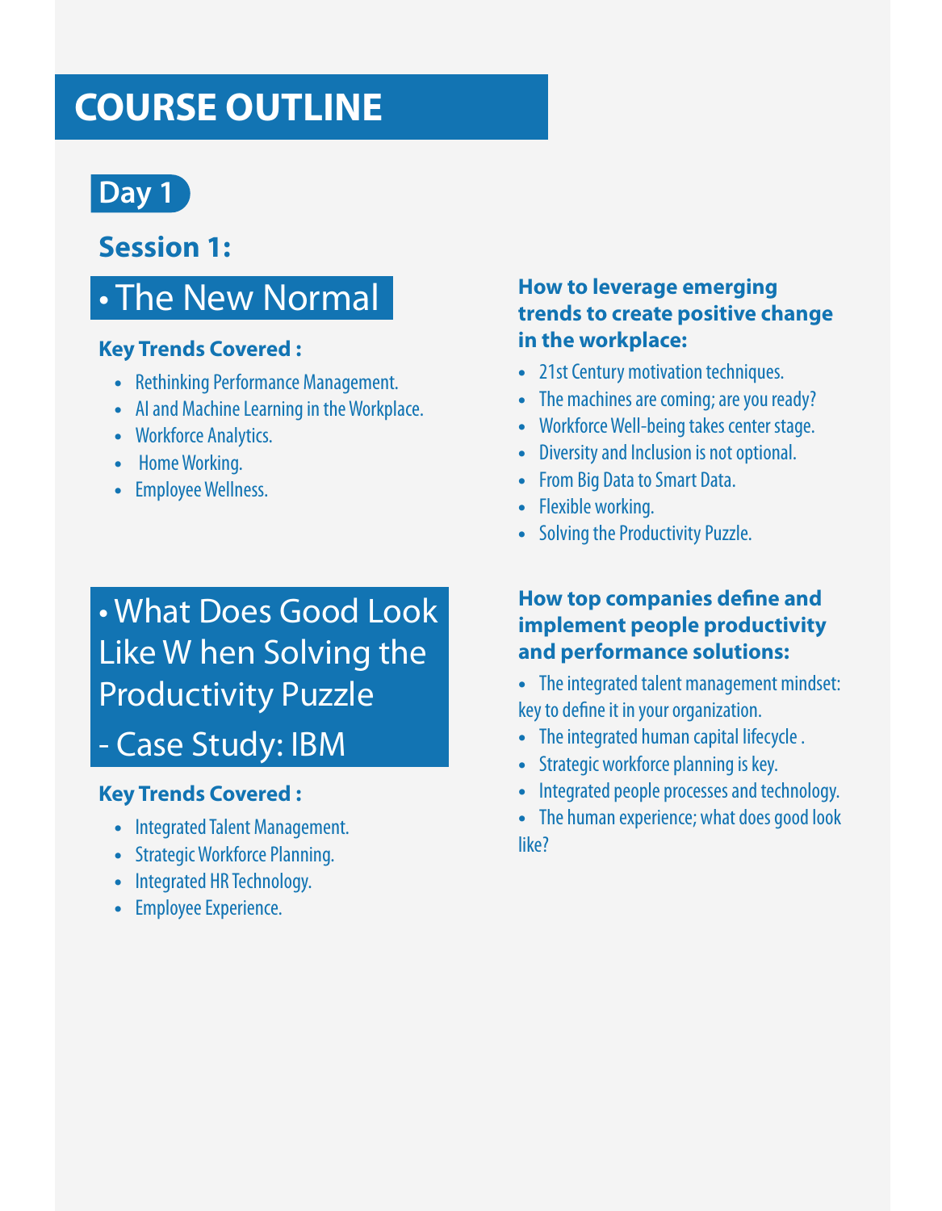# COURSE OUTLINE

## Day 1

### Session 1:

#### • The New Normal

**Key Trends Covered :**

- Rethinking Performance Management.
- AI and Machine Learning in the Workplace.
- Workforce Analytics.
- Home Working.
- Employee Wellness.

**How to leverage emerging trends to create positive change in the workplace:**

- 21st Century motivation techniques.
- The machines are coming; are you ready?
- Workforce Well-being takes center stage.
- Diversity and Inclusion is not optional.
- From Big Data to Smart Data.
- Flexible working.
- Solving the Productivity Puzzle.

#### • What Does Good Look Like W hen Solving the Productivity Puzzle - Case Study: IBM

**Key Trends Covered :**

- Integrated Talent Management.
- Strategic Workforce Planning.
- Integrated HR Technology.
- Employee Experience.

**How top companies define and implement people productivity and performance solutions:**

- The integrated talent management mindset: key to define it in your organization.
- The integrated human capital lifecycle .
- Strategic workforce planning is key.
- Integrated people processes and technology.
- The human experience; what does good look like?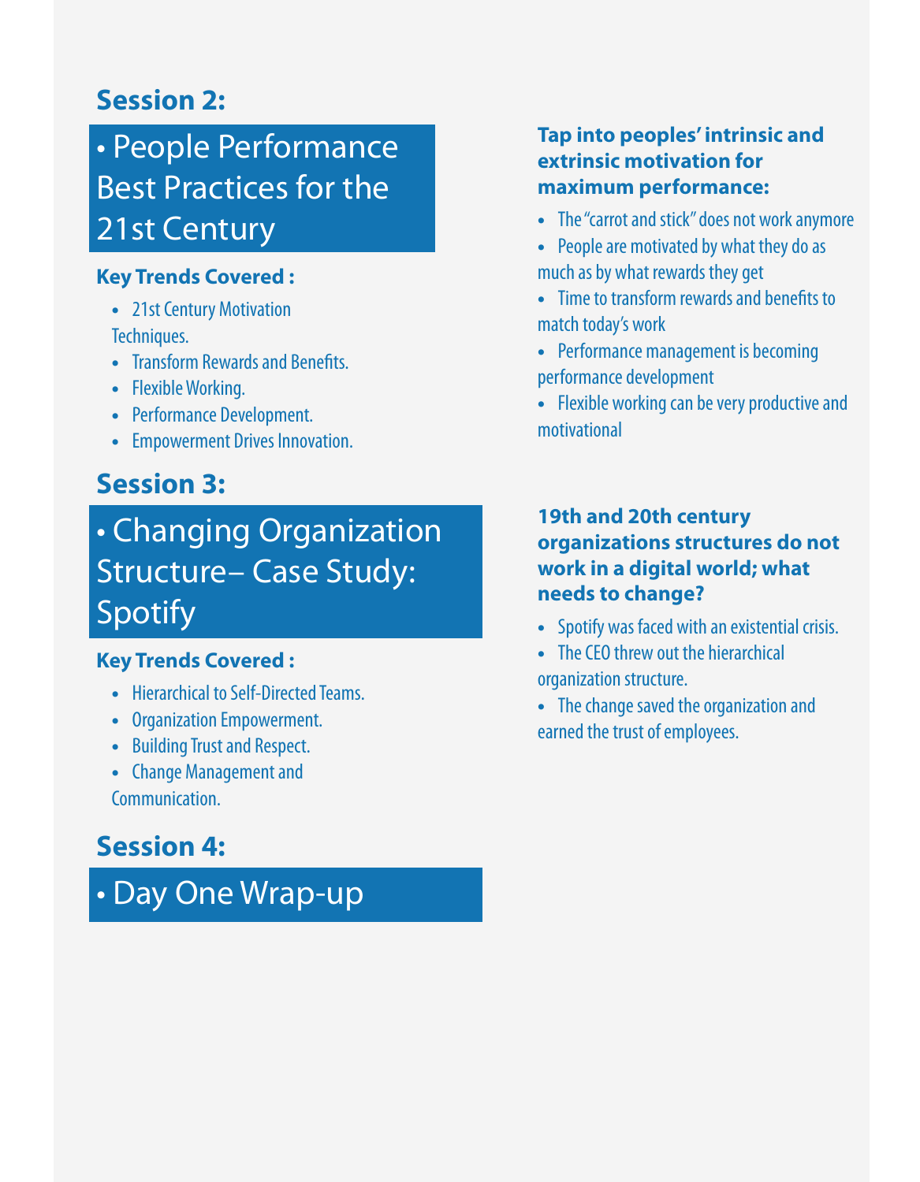## Session 2:

### • People Performance Best Practices for the 21st Century

**Key Trends Covered :**

- 21st Century Motivation Techniques.
- Transform Rewards and Benefits.
- Flexible Working.
- Performance Development.
- Empowerment Drives Innovation.

**Tap into peoples' intrinsic and extrinsic motivation for maximum performance:**

- The "carrot and stick" does not work anymore
- People are motivated by what they do as much as by what rewards they get
- Time to transform rewards and benefits to match today's work
- Performance management is becoming performance development
- Flexible working can be very productive and motivational

## Session 3:

### • Changing Organization Structure– Case Study: Spotify

**Key Trends Covered :**

- Hierarchical to Self-Directed Teams.
- Organization Empowerment.
- Building Trust and Respect.
- Change Management and Communication.

**19th and 20th century organizations structures do not work in a digital world; what needs to change?**

- Spotify was faced with an existential crisis.
- The CEO threw out the hierarchical organization structure.
- The change saved the organization and earned the trust of employees.

## Session 4:

### • Day One Wrap-up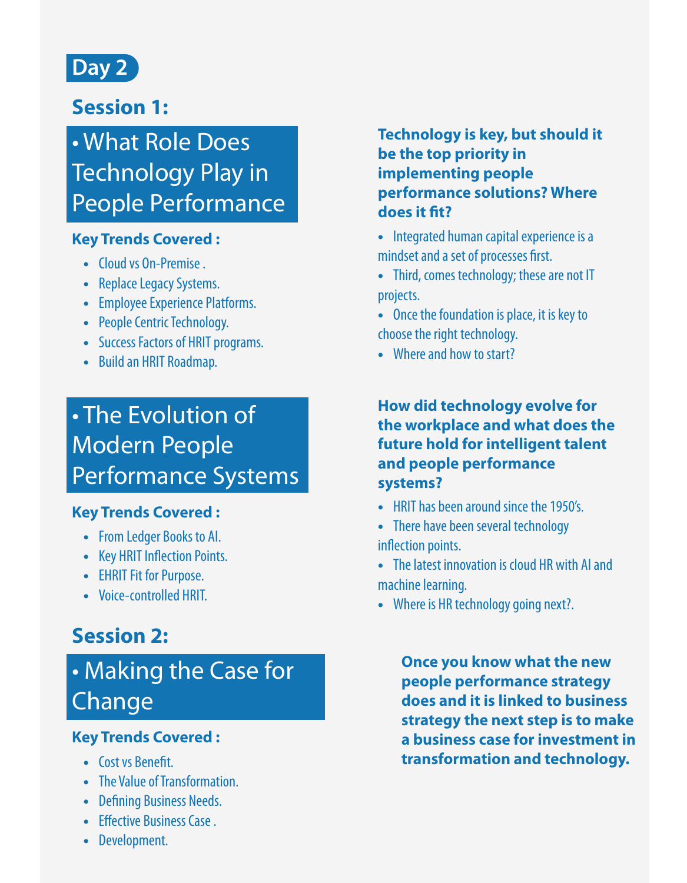## Day 2

## Session 1:

### • What Role Does Technology Play in People Performance

**Key Trends Covered :**

- Cloud vs On-Premise .
- Replace Legacy Systems.
- Employee Experience Platforms.
- People Centric Technology.
- Success Factors of HRIT programs.
- Build an HRIT Roadmap.

**Technology is key, but should it be the top priority in implementing people performance solutions? Where does it fit?**

- Integrated human capital experience is a mindset and a set of processes first.
- Third, comes technology; these are not IT projects.
- Once the foundation is place, it is key to choose the right technology.
- Where and how to start?

### • The Evolution of Modern People Performance Systems

**Key Trends Covered :**

- From Ledger Books to AI.
- Key HRIT Inflection Points.
- EHRIT Fit for Purpose.
- Voice-controlled HRIT.

**How did technology evolve for the workplace and what does the future hold for intelligent talent and people performance systems?**

- HRIT has been around since the 1950's.
- There have been several technology inflection points.
- The latest innovation is cloud HR with AI and machine learning.
- Where is HR technology going next?.

## Session 2:

### • Making the Case for Change

**Key Trends Covered :**

- Cost vs Benefit.
- The Value of Transformation.
- Defining Business Needs.
- Effective Business Case .
- Development.

**Once you know what the new people performance strategy does and it is linked to business strategy the next step is to make a business case for investment in transformation and technology.**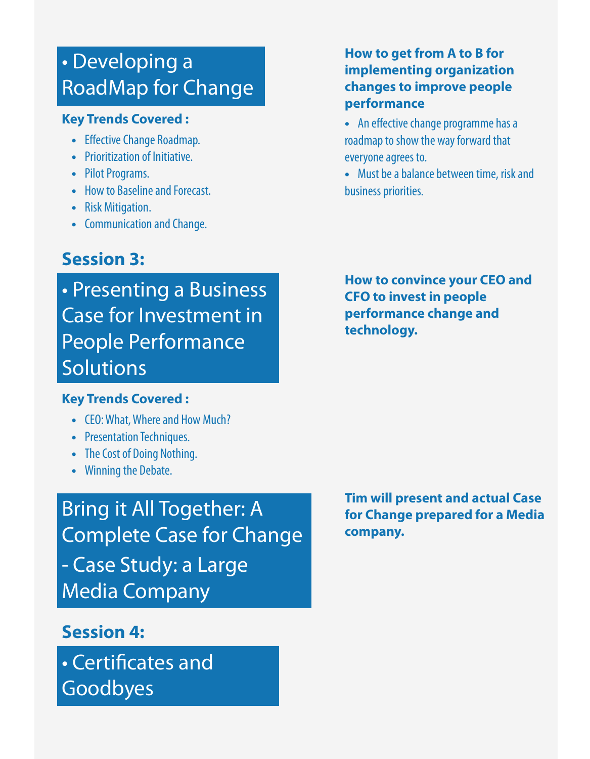## • Developing a RoadMap for Change

**Key Trends Covered :**

- Effective Change Roadmap.
- Prioritization of Initiative.
- Pilot Programs.
- How to Baseline and Forecast.
- Risk Mitigation.
- Communication and Change.

**How to get from A to B for implementing organization changes to improve people performance**

- An effective change programme has a roadmap to show the way forward that everyone agrees to.
- Must be a balance between time, risk and business priorities.

## Session 3:

## • Presenting a Business Case for Investment in People Performance Solutions

**Key Trends Covered :**

- CEO: What, Where and How Much?
- Presentation Techniques.
- The Cost of Doing Nothing.
- Winning the Debate.

**How to convince your CEO and CFO to invest in people performance change and technology.**

## Bring it All Together: A Complete Case for Change - Case Study: a Large Media Company

**Tim will present and actual Case for Change prepared for a Media company.**

## Session 4:

## • Certificates and Goodbyes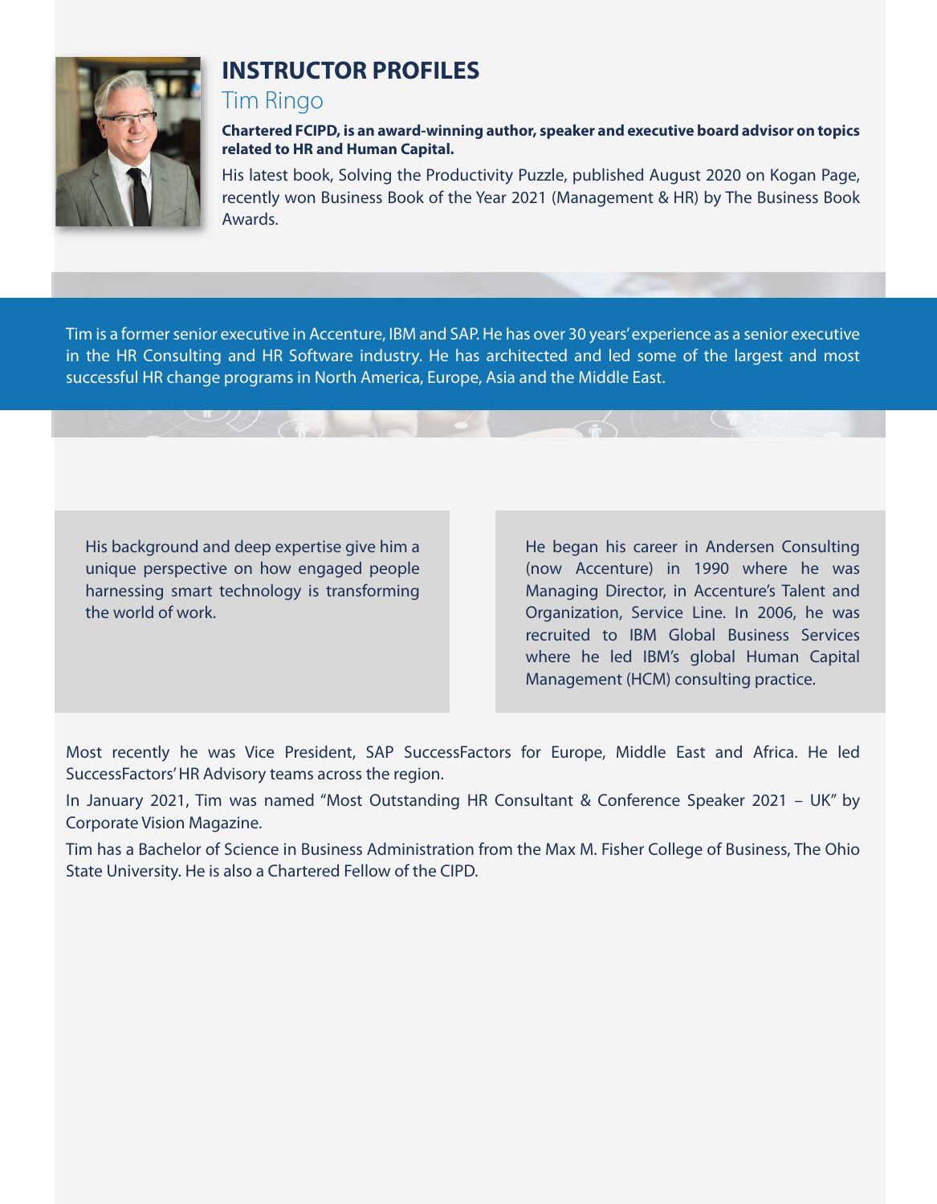# INSTRUCTOR PROFILES

## Tim Ringo

**Chartered FCIPD, is an award-winning author, speaker and executive board advisor on topics related to HR and Human Capital.**

His latest book, Solving the Productivity Puzzle, published August 2020 on Kogan Page, recently won Business Book of the Year 2021 (Management & HR) by The Business Book Awards.

Tim is a former senior executive in Accenture, IBM and SAP. He has over 30 years' experience as a senior executive in the HR Consulting and HR Software industry. He has architected and led some of the largest and most successful HR change programs in North America, Europe, Asia and the Middle East.

His background and deep expertise give him a unique perspective on how engaged people harnessing smart technology is transforming the world of work.

He began his career in Andersen Consulting (now Accenture) in 1990 where he was Managing Director, in Accenture's Talent and Organization, Service Line. In 2006, he was recruited to IBM Global Business Services where he led IBM's global Human Capital Management (HCM) consulting practice.

Most recently he was Vice President, SAP SuccessFactors for Europe, Middle East and Africa. He led SuccessFactors' HR Advisory teams across the region.

In January 2021, Tim was named "Most Outstanding HR Consultant & Conference Speaker 2021 – UK" by Corporate Vision Magazine.

Tim has a Bachelor of Science in Business Administration from the Max M. Fisher College of Business, The Ohio State University. He is also a Chartered Fellow of the CIPD.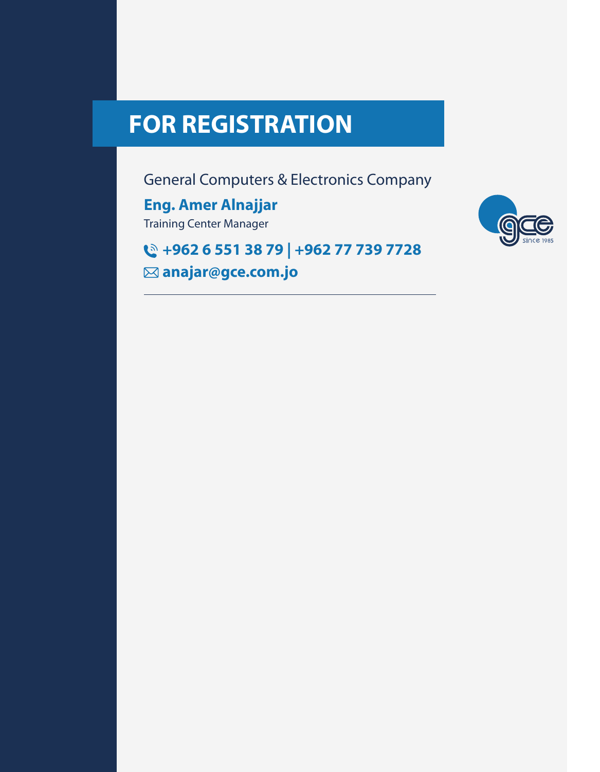# FOR REGISTRATION

General Computers & Electronics Company

**Eng. Amer Alnajjar**

Training Center Manager

**+962 6 551 38 79 | +962 77 739 7728**

**anajar@gce.com.jo**

since 1985